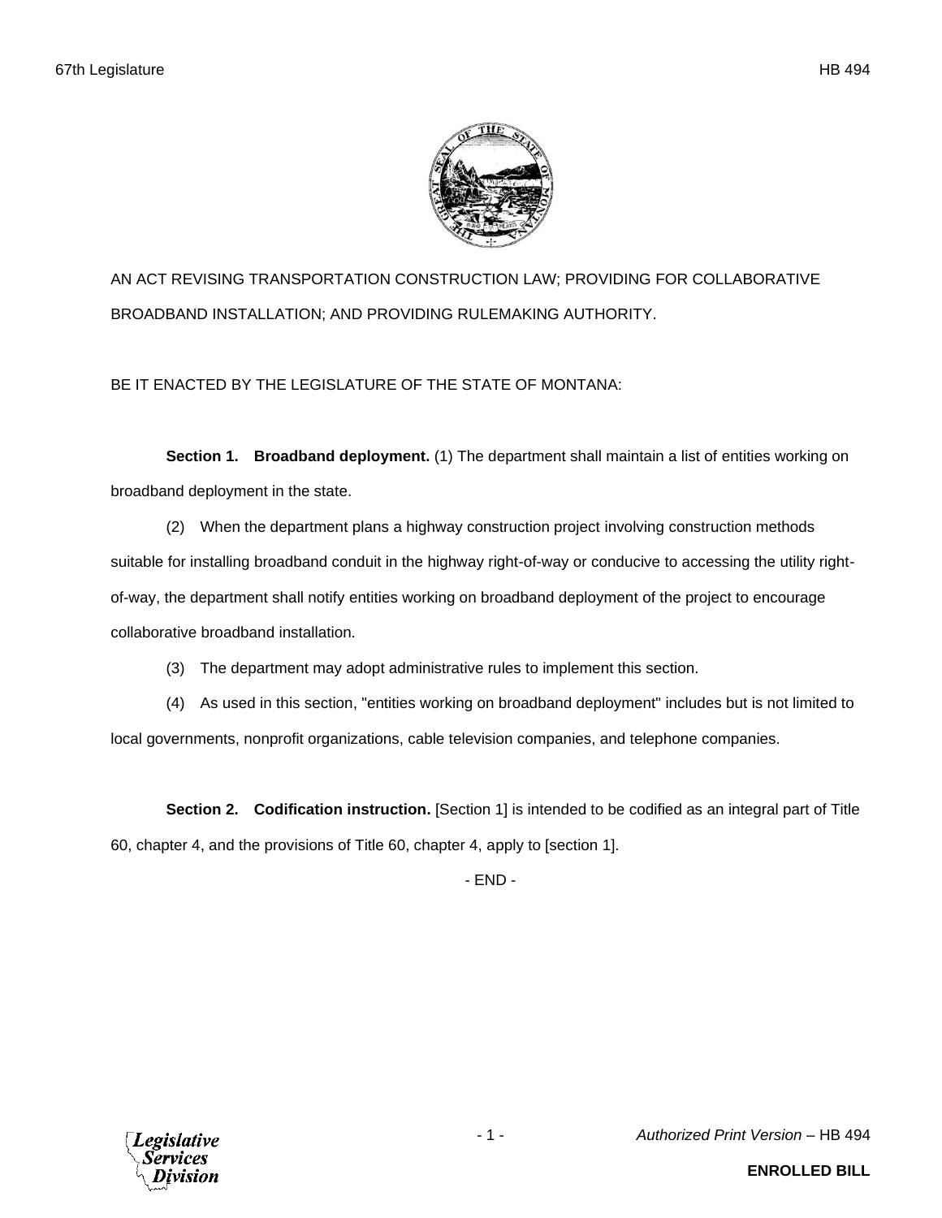AN ACT REVISING TRANSPORTATION CONSTRUCTION LAW; PROVIDING FOR COLLABORATIVE BROADBAND INSTALLATION; AND PROVIDING RULEMAKING AUTHORITY.

BE IT ENACTED BY THE LEGISLATURE OF THE STATE OF MONTANA:

**Section 1. Broadband deployment.** (1) The department shall maintain a list of entities working on broadband deployment in the state.

(2) When the department plans a highway construction project involving construction methods suitable for installing broadband conduit in the highway right-of-way or conducive to accessing the utility right-of-way, the department shall notify entities working on broadband deployment of the project to encourage collaborative broadband installation.

(3) The department may adopt administrative rules to implement this section.

(4) As used in this section, "entities working on broadband deployment" includes but is not limited to local governments, nonprofit organizations, cable television companies, and telephone companies.

**Section 2. Codification instruction.** [Section 1] is intended to be codified as an integral part of Title 60, chapter 4, and the provisions of Title 60, chapter 4, apply to [section 1].

- END -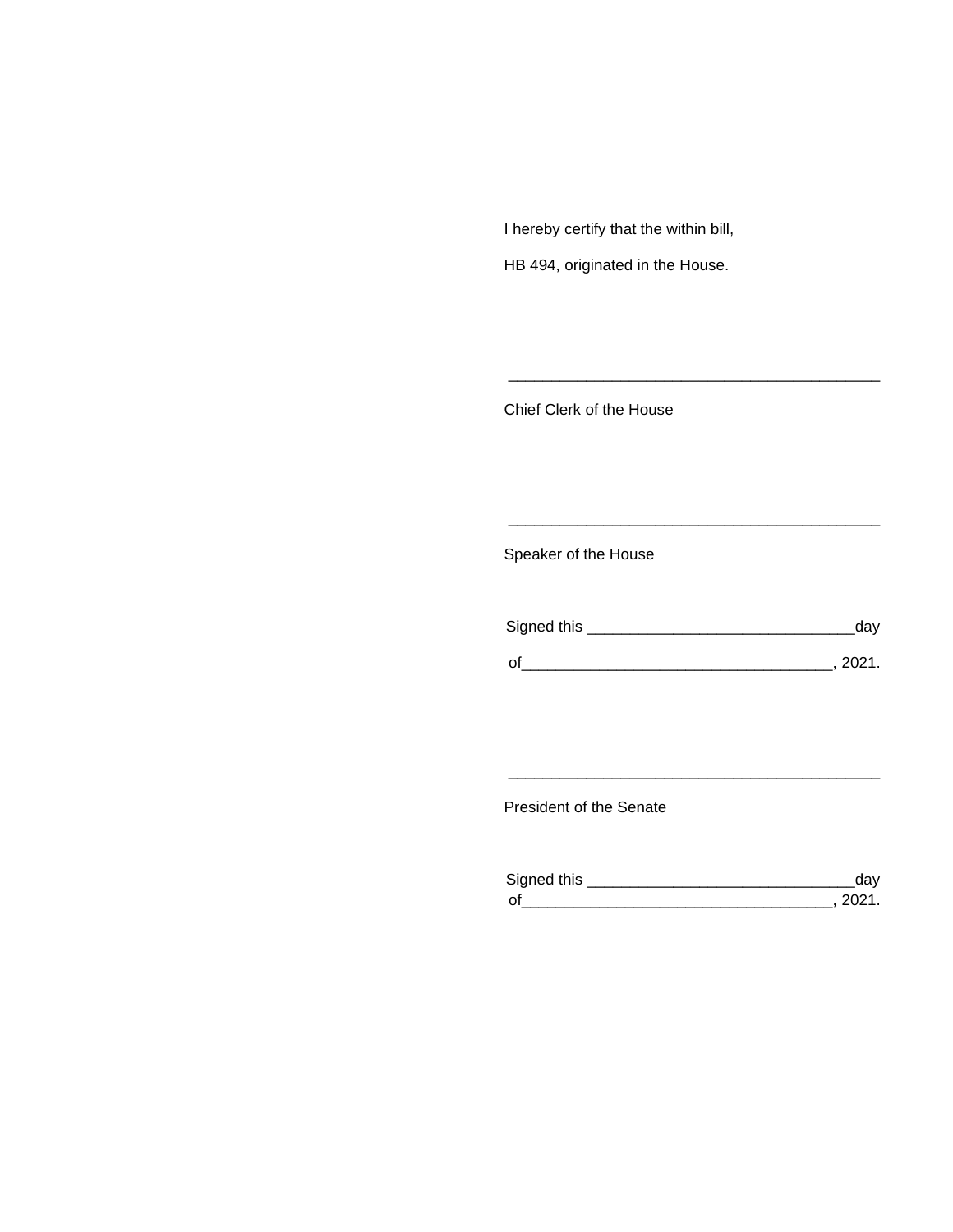I hereby certify that the within bill,

HB 494, originated in the House.

\_\_\_\_\_\_\_\_\_\_\_\_\_\_\_\_\_\_\_\_\_\_\_\_\_\_\_\_\_\_\_\_\_\_\_\_\_\_\_\_\_\_\_\_\_\_

Chief Clerk of the House

\_\_\_\_\_\_\_\_\_\_\_\_\_\_\_\_\_\_\_\_\_\_\_\_\_\_\_\_\_\_\_\_\_\_\_\_\_\_\_\_\_\_\_\_\_\_

Speaker of the House

Signed this \_\_\_\_\_\_\_\_\_\_\_\_\_\_\_\_\_\_\_\_\_\_\_\_\_\_\_\_\_\_\_\_\_day

of\_\_\_\_\_\_\_\_\_\_\_\_\_\_\_\_\_\_\_\_\_\_\_\_\_\_\_\_\_\_\_\_\_\_\_\_\_\_, 2021.

\_\_\_\_\_\_\_\_\_\_\_\_\_\_\_\_\_\_\_\_\_\_\_\_\_\_\_\_\_\_\_\_\_\_\_\_\_\_\_\_\_\_\_\_\_\_

President of the Senate

Signed this \_\_\_\_\_\_\_\_\_\_\_\_\_\_\_\_\_\_\_\_\_\_\_\_\_\_\_\_\_\_\_\_\_day

of\_\_\_\_\_\_\_\_\_\_\_\_\_\_\_\_\_\_\_\_\_\_\_\_\_\_\_\_\_\_\_\_\_\_\_\_\_\_, 2021.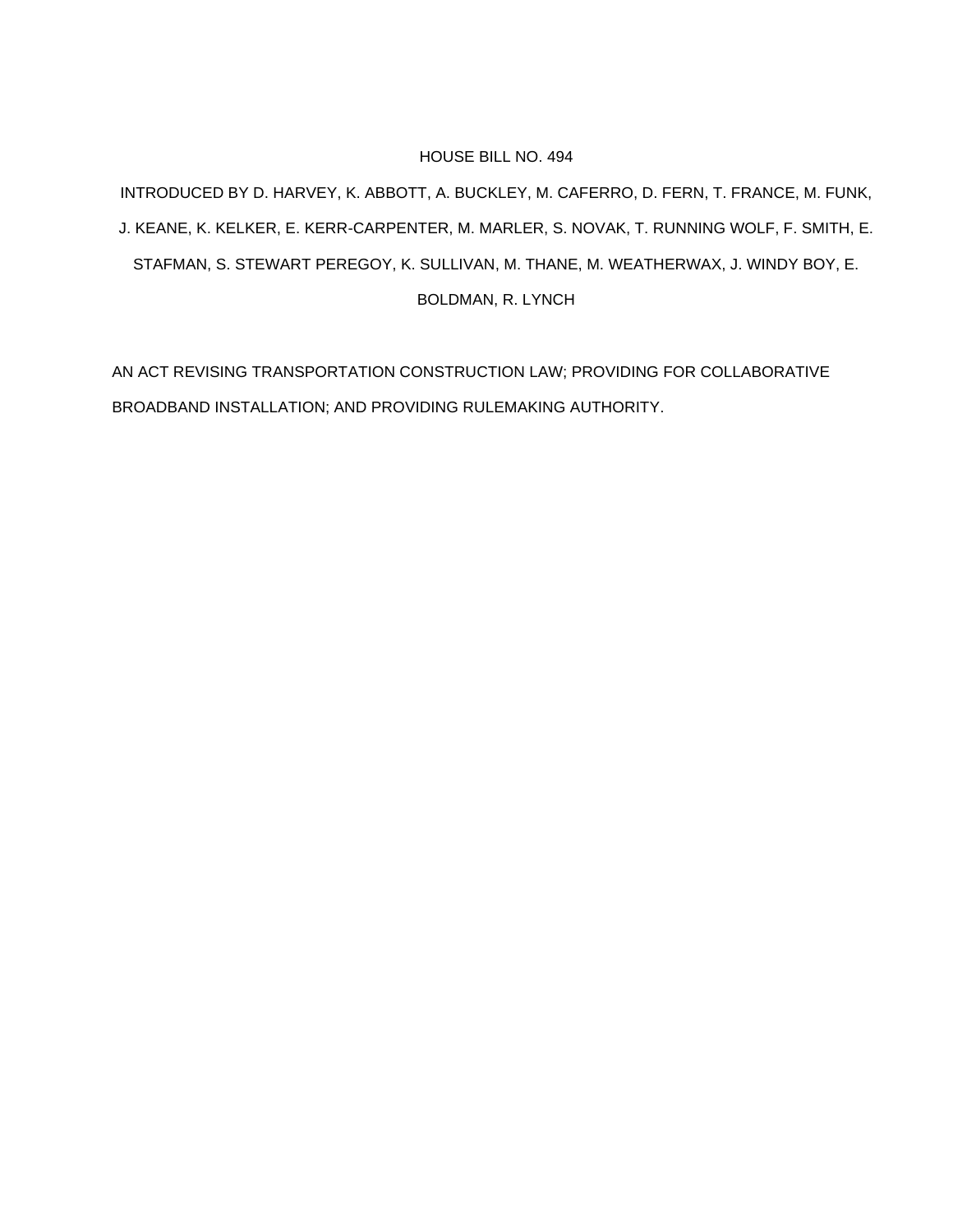HOUSE BILL NO. 494

INTRODUCED BY D. HARVEY, K. ABBOTT, A. BUCKLEY, M. CAFERRO, D. FERN, T. FRANCE, M. FUNK, J. KEANE, K. KELKER, E. KERR-CARPENTER, M. MARLER, S. NOVAK, T. RUNNING WOLF, F. SMITH, E. STAFMAN, S. STEWART PEREGOY, K. SULLIVAN, M. THANE, M. WEATHERWAX, J. WINDY BOY, E. BOLDMAN, R. LYNCH

AN ACT REVISING TRANSPORTATION CONSTRUCTION LAW; PROVIDING FOR COLLABORATIVE BROADBAND INSTALLATION; AND PROVIDING RULEMAKING AUTHORITY.